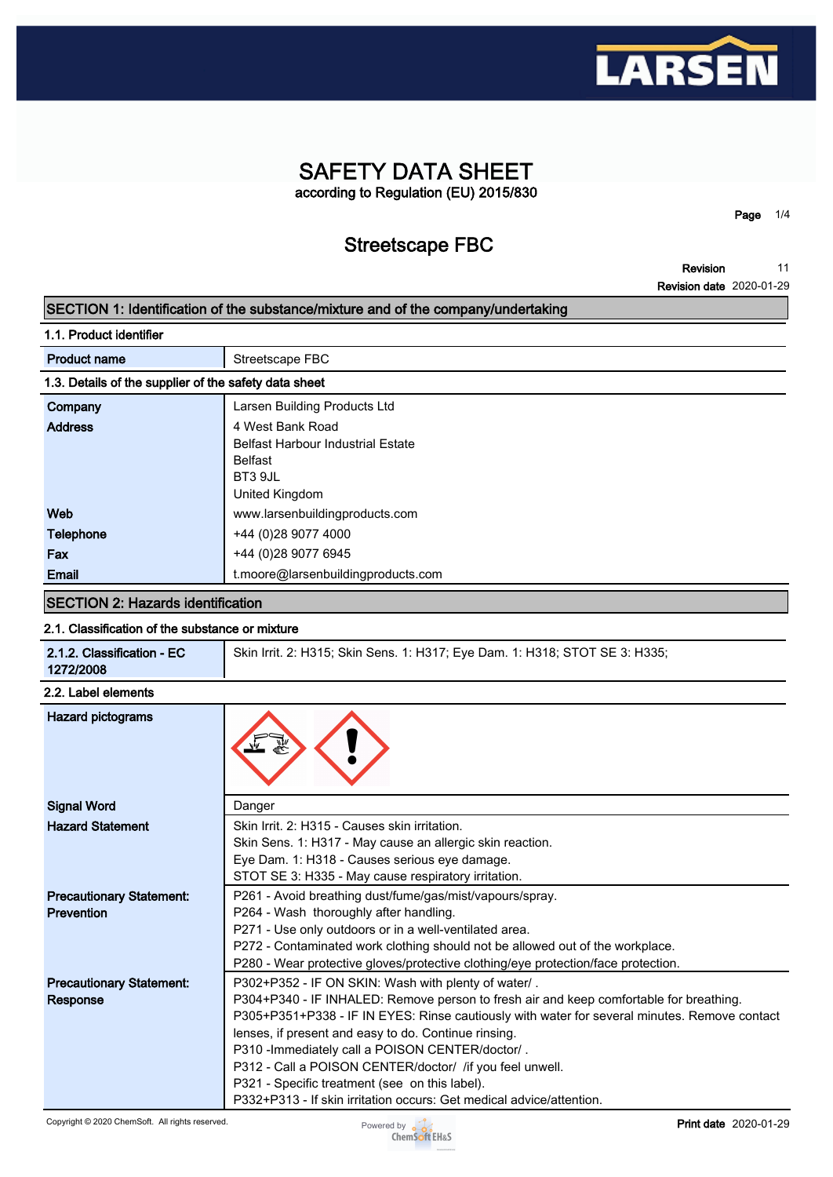# SAFETY DATA SHEET

according to Regulation (EU) 2015/830

## Streetscape FBC

**Revision** 11
**Revision date** 2020-01-29

## SECTION 1: Identification of the substance/mixture and of the company/undertaking

### 1.1. Product identifier

| | |
|---|---|
| **Product name** | Streetscape FBC |

### 1.3. Details of the supplier of the safety data sheet

| | |
|---|---|
| **Company** | Larsen Building Products Ltd |
| **Address** | 4 West Bank Road<br>Belfast Harbour Industrial Estate<br>Belfast<br>BT3 9JL<br>United Kingdom |
| **Web** | www.larsenbuildingproducts.com |
| **Telephone** | +44 (0)28 9077 4000 |
| **Fax** | +44 (0)28 9077 6945 |
| **Email** | t.moore@larsenbuildingproducts.com |

## SECTION 2: Hazards identification

### 2.1. Classification of the substance or mixture

| | |
|---|---|
| **2.1.2. Classification - EC 1272/2008** | Skin Irrit. 2: H315; Skin Sens. 1: H317; Eye Dam. 1: H318; STOT SE 3: H335; |

### 2.2. Label elements

| | |
|---|---|
| **Hazard pictograms** | |
| **Signal Word** | Danger |
| **Hazard Statement** | Skin Irrit. 2: H315 - Causes skin irritation.<br>Skin Sens. 1: H317 - May cause an allergic skin reaction.<br>Eye Dam. 1: H318 - Causes serious eye damage.<br>STOT SE 3: H335 - May cause respiratory irritation. |
| **Precautionary Statement: Prevention** | P261 - Avoid breathing dust/fume/gas/mist/vapours/spray.<br>P264 - Wash thoroughly after handling.<br>P271 - Use only outdoors or in a well-ventilated area.<br>P272 - Contaminated work clothing should not be allowed out of the workplace.<br>P280 - Wear protective gloves/protective clothing/eye protection/face protection. |
| **Precautionary Statement: Response** | P302+P352 - IF ON SKIN: Wash with plenty of water/ .<br>P304+P340 - IF INHALED: Remove person to fresh air and keep comfortable for breathing.<br>P305+P351+P338 - IF IN EYES: Rinse cautiously with water for several minutes. Remove contact lenses, if present and easy to do. Continue rinsing.<br>P310 -Immediately call a POISON CENTER/doctor/ .<br>P312 - Call a POISON CENTER/doctor/ /if you feel unwell.<br>P321 - Specific treatment (see on this label).<br>P332+P313 - If skin irritation occurs: Get medical advice/attention. |

Copyright © 2020 ChemSoft. All rights reserved.

**Print date** 2020-01-29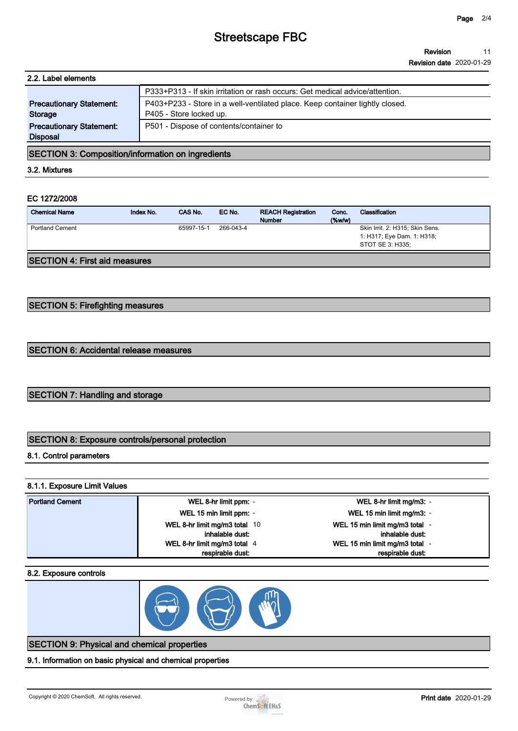### 2.2. Label elements

| | |
|---|---|
| | P333+P313 - If skin irritation or rash occurs: Get medical advice/attention. |
| **Precautionary Statement: Storage** | P403+P233 - Store in a well-ventilated place. Keep container tightly closed.<br>P405 - Store locked up. |
| **Precautionary Statement: Disposal** | P501 - Dispose of contents/container to |

## SECTION 3: Composition/information on ingredients

### 3.2. Mixtures

**EC 1272/2008**

| Chemical Name | Index No. | CAS No. | EC No. | REACH Registration Number | Conc. (%w/w) | Classification |
|---|---|---|---|---|---|---|
| Portland Cement | | 65997-15-1 | 266-043-4 | | | Skin Irrit. 2: H315; Skin Sens. 1: H317; Eye Dam. 1: H318; STOT SE 3: H335; |

## SECTION 4: First aid measures

## SECTION 5: Firefighting measures

## SECTION 6: Accidental release measures

## SECTION 7: Handling and storage

## SECTION 8: Exposure controls/personal protection

### 8.1. Control parameters

#### 8.1.1. Exposure Limit Values

| | | | | |
|---|---|---|---|---|
| **Portland Cement** | **WEL 8-hr limit ppm:** | - | **WEL 8-hr limit mg/m3:** | - |
| | **WEL 15 min limit ppm:** | - | **WEL 15 min limit mg/m3:** | - |
| | **WEL 8-hr limit mg/m3 total inhalable dust:** | 10 | **WEL 15 min limit mg/m3 total inhalable dust:** | - |
| | **WEL 8-hr limit mg/m3 total respirable dust:** | 4 | **WEL 15 min limit mg/m3 total respirable dust:** | - |

### 8.2. Exposure controls

## SECTION 9: Physical and chemical properties

### 9.1. Information on basic physical and chemical properties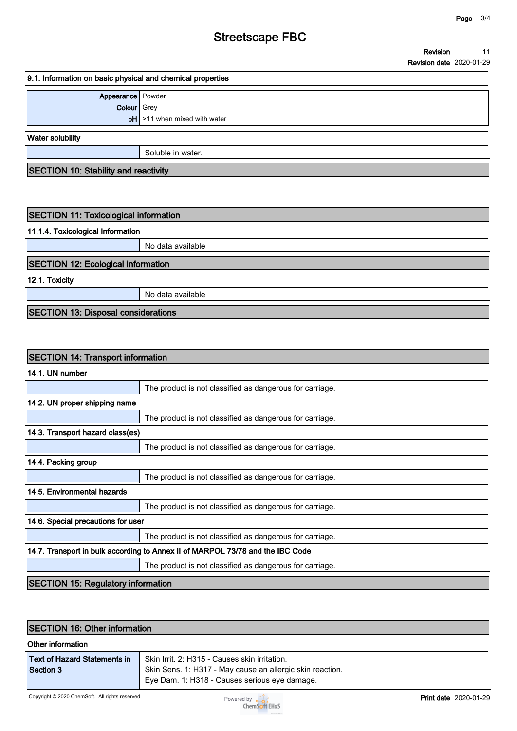### 9.1. Information on basic physical and chemical properties

| | |
|---|---|
| **Appearance** | Powder |
| **Colour** | Grey |
| **pH** | >11 when mixed with water |

**Water solubility**

| | |
|---|---|
| | Soluble in water. |

## SECTION 10: Stability and reactivity

## SECTION 11: Toxicological information

### 11.1.4. Toxicological Information

| | |
|---|---|
| | No data available |

## SECTION 12: Ecological information

### 12.1. Toxicity

| | |
|---|---|
| | No data available |

## SECTION 13: Disposal considerations

## SECTION 14: Transport information

### 14.1. UN number

| | |
|---|---|
| | The product is not classified as dangerous for carriage. |

### 14.2. UN proper shipping name

| | |
|---|---|
| | The product is not classified as dangerous for carriage. |

### 14.3. Transport hazard class(es)

| | |
|---|---|
| | The product is not classified as dangerous for carriage. |

### 14.4. Packing group

| | |
|---|---|
| | The product is not classified as dangerous for carriage. |

### 14.5. Environmental hazards

| | |
|---|---|
| | The product is not classified as dangerous for carriage. |

### 14.6. Special precautions for user

| | |
|---|---|
| | The product is not classified as dangerous for carriage. |

### 14.7. Transport in bulk according to Annex II of MARPOL 73/78 and the IBC Code

| | |
|---|---|
| | The product is not classified as dangerous for carriage. |

## SECTION 15: Regulatory information

## SECTION 16: Other information

**Other information**

| | |
|---|---|
| **Text of Hazard Statements in Section 3** | Skin Irrit. 2: H315 - Causes skin irritation.<br>Skin Sens. 1: H317 - May cause an allergic skin reaction.<br>Eye Dam. 1: H318 - Causes serious eye damage. |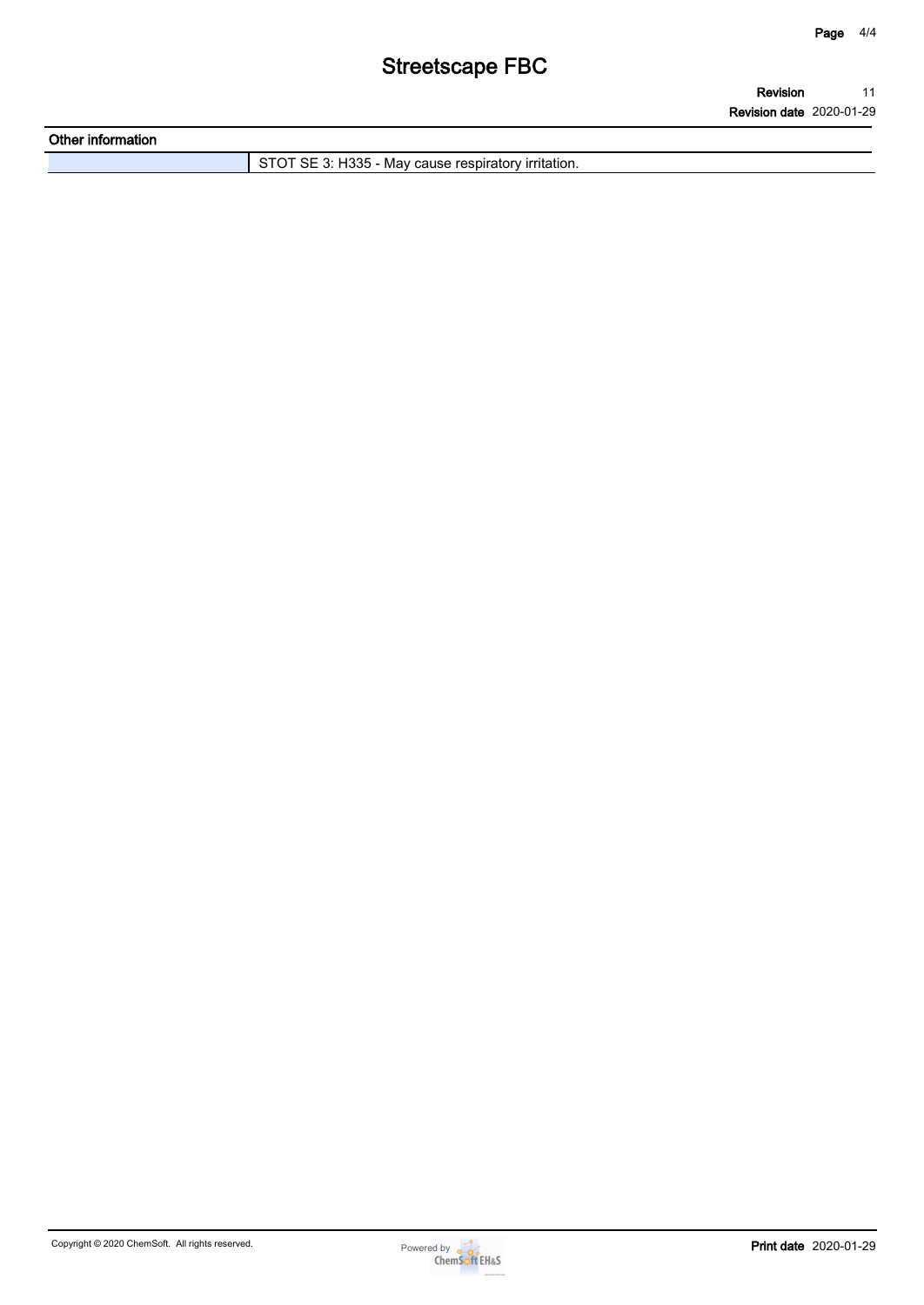## Other information

| | |
|---|---|
| | STOT SE 3: H335 - May cause respiratory irritation. |